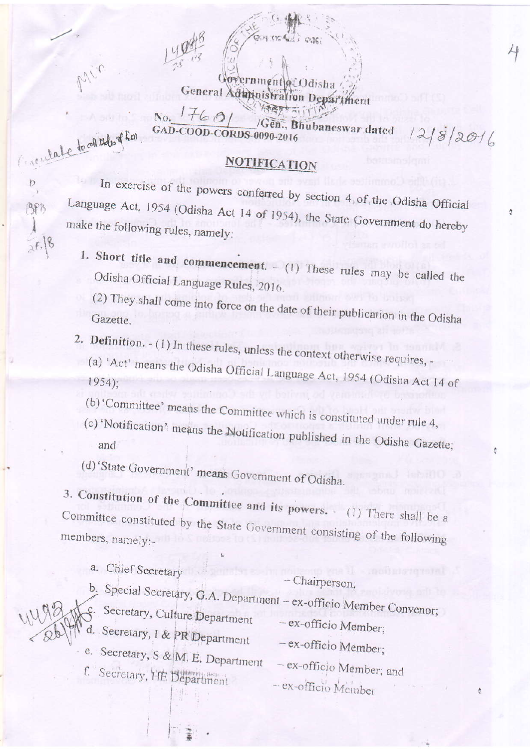Government of Odisha
General Administration Department

No. 17601 /Gen., Bhubaneswar dated 12/8/2016
GAD-COOD-CORDS-0090-2016

## NOTIFICATION

In exercise of the powers conferred by section 4 of the Odisha Official Language Act, 1954 (Odisha Act 14 of 1954), the State Government do hereby make the following rules, namely:

1. **Short title and commencement**. - (1) These rules may be called the Odisha Official Language Rules, 2016.

   (2) They shall come into force on the date of their publication in the Odisha Gazette.

2. **Definition**. - (1) In these rules, unless the context otherwise requires,-

   (a) 'Act' means the Odisha Official Language Act, 1954 (Odisha Act 14 of 1954);

   (b) 'Committee' means the Committee which is constituted under rule 4,

   (c) 'Notification' means the Notification published in the Odisha Gazette; and

   (d) 'State Government' means Government of Odisha.

3. **Constitution of the Committee and its powers**. - (1) There shall be a Committee constituted by the State Government consisting of the following members, namely:-

   a. Chief Secretary – Chairperson;

   b. Special Secretary, G.A. Department – ex-officio Member Convenor;

   c. Secretary, Culture Department – ex-officio Member;

   d. Secretary, I & PR Department – ex-officio Member;

   e. Secretary, S & M. E. Department – ex-officio Member; and

   f. Secretary, HE Department – ex-officio Member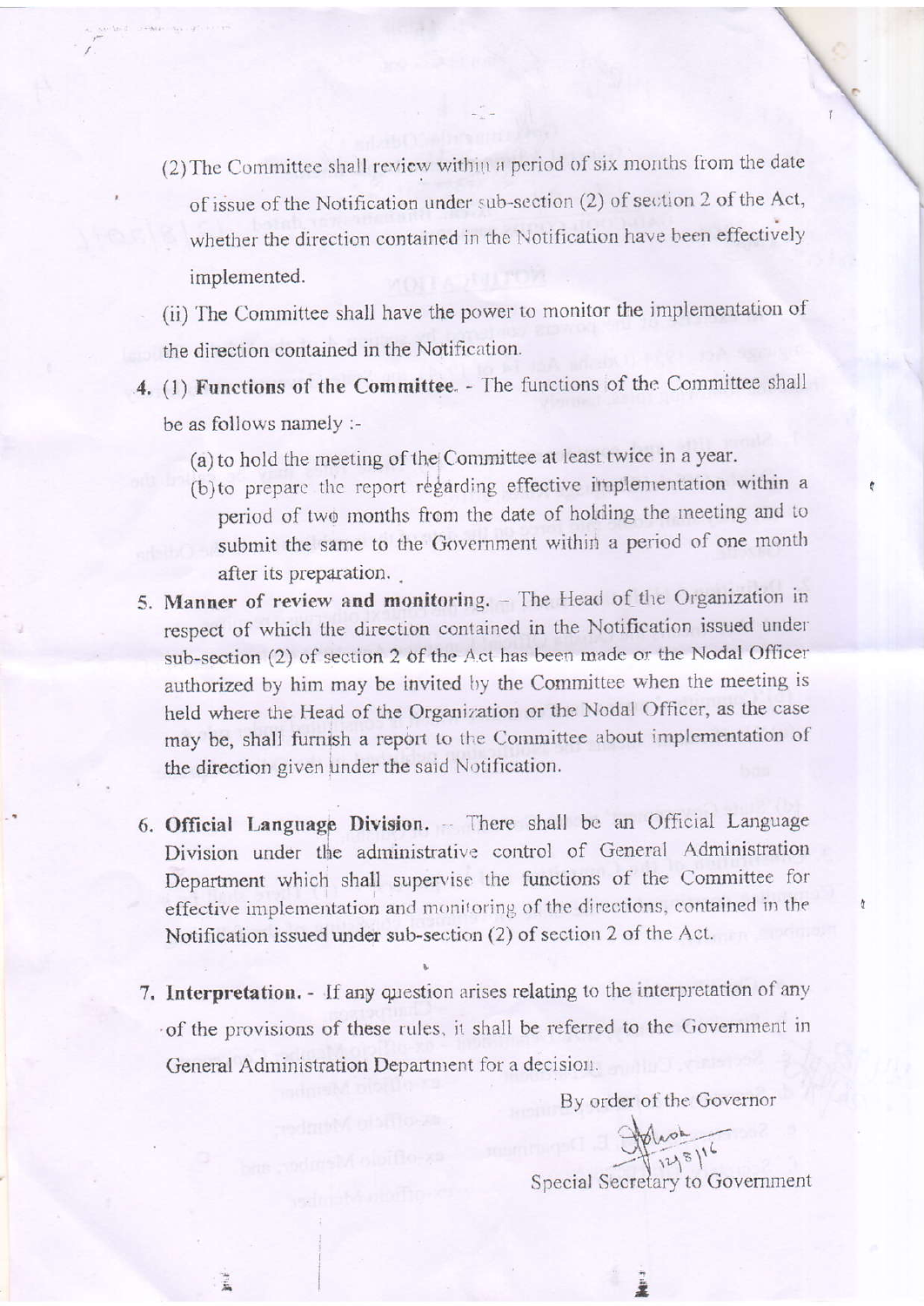(2) The Committee shall review within a period of six months from the date of issue of the Notification under sub-section (2) of section 2 of the Act, whether the direction contained in the Notification have been effectively implemented.

(ii) The Committee shall have the power to monitor the implementation of the direction contained in the Notification.

4. (1) **Functions of the Committee.** - The functions of the Committee shall be as follows namely :-

   (a) to hold the meeting of the Committee at least twice in a year.

   (b) to prepare the report regarding effective implementation within a period of two months from the date of holding the meeting and to submit the same to the Government within a period of one month after its preparation.

5. **Manner of review and monitoring.** – The Head of the Organization in respect of which the direction contained in the Notification issued under sub-section (2) of section 2 of the Act has been made or the Nodal Officer authorized by him may be invited by the Committee when the meeting is held where the Head of the Organization or the Nodal Officer, as the case may be, shall furnish a report to the Committee about implementation of the direction given under the said Notification.

6. **Official Language Division.** – There shall be an Official Language Division under the administrative control of General Administration Department which shall supervise the functions of the Committee for effective implementation and monitoring of the directions, contained in the Notification issued under sub-section (2) of section 2 of the Act.

7. **Interpretation.** - If any question arises relating to the interpretation of any of the provisions of these rules, it shall be referred to the Government in General Administration Department for a decision.

By order of the Governor

12/8/16

Special Secretary to Government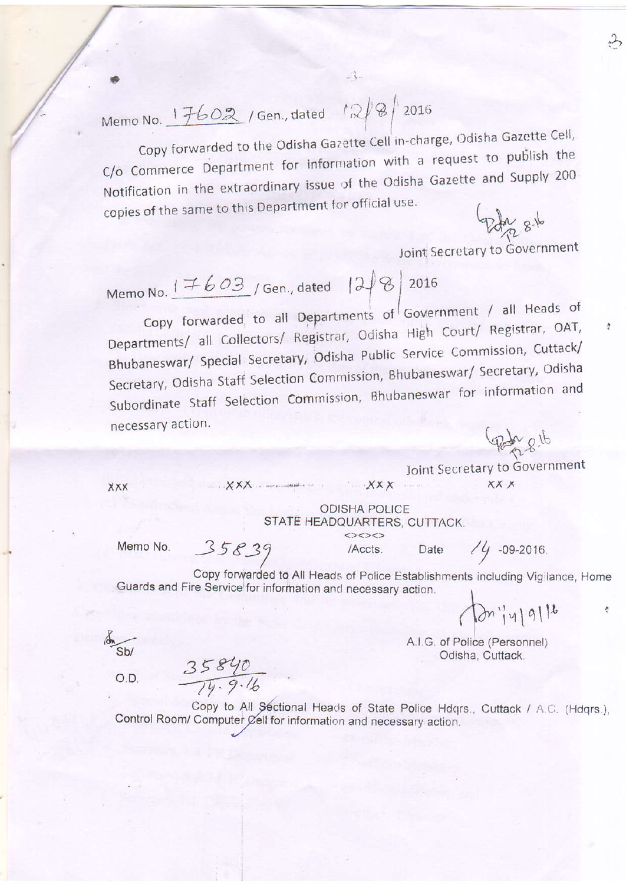Memo No. 17602 / Gen., dated 12/8/ 2016

Copy forwarded to the Odisha Gazette Cell in-charge, Odisha Gazette Cell, C/o Commerce Department for information with a request to publish the Notification in the extraordinary issue of the Odisha Gazette and Supply 200 copies of the same to this Department for official use.

Joint Secretary to Government

Memo No. 17603 / Gen., dated 12/8/ 2016

Copy forwarded to all Departments of Government / all Heads of Departments/ all Collectors/ Registrar, Odisha High Court/ Registrar, OAT, Bhubaneswar/ Special Secretary, Odisha Public Service Commission, Cuttack/ Secretary, Odisha Staff Selection Commission, Bhubaneswar/ Secretary, Odisha Subordinate Staff Selection Commission, Bhubaneswar for information and necessary action.

Joint Secretary to Government

XXX XXX XXX XXX

ODISHA POLICE
STATE HEADQUARTERS, CUTTACK.
<><><>

Memo No. 35839 /Accts. Date 14 -09-2016.

Copy forwarded to All Heads of Police Establishments including Vigilance, Home Guards and Fire Service for information and necessary action.

A.I.G. of Police (Personnel)
Odisha, Cuttack.

Sb/

O.D. 35840 / 14.9.16

Copy to All Sectional Heads of State Police Hdqrs., Cuttack / A.C. (Hdqrs.), Control Room/ Computer Cell for information and necessary action.